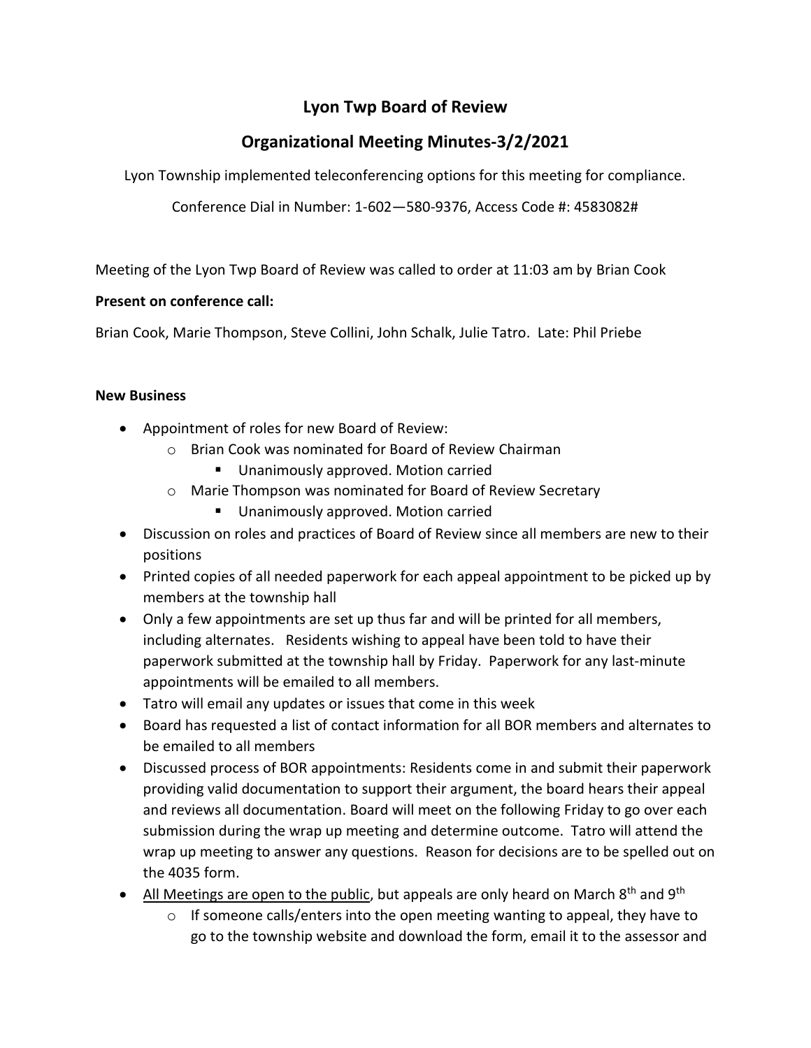# Lyon Twp Board of Review

## Organizational Meeting Minutes-3/2/2021

Lyon Township implemented teleconferencing options for this meeting for compliance.

Conference Dial in Number: 1-602—580-9376, Access Code #: 4583082#

Meeting of the Lyon Twp Board of Review was called to order at 11:03 am by Brian Cook

**Present on conference call:**

Brian Cook, Marie Thompson, Steve Collini, John Schalk, Julie Tatro. Late: Phil Priebe

**New Business**

- Appointment of roles for new Board of Review:
  - Brian Cook was nominated for Board of Review Chairman
    - Unanimously approved. Motion carried
  - Marie Thompson was nominated for Board of Review Secretary
    - Unanimously approved. Motion carried
- Discussion on roles and practices of Board of Review since all members are new to their positions
- Printed copies of all needed paperwork for each appeal appointment to be picked up by members at the township hall
- Only a few appointments are set up thus far and will be printed for all members, including alternates. Residents wishing to appeal have been told to have their paperwork submitted at the township hall by Friday. Paperwork for any last-minute appointments will be emailed to all members.
- Tatro will email any updates or issues that come in this week
- Board has requested a list of contact information for all BOR members and alternates to be emailed to all members
- Discussed process of BOR appointments: Residents come in and submit their paperwork providing valid documentation to support their argument, the board hears their appeal and reviews all documentation. Board will meet on the following Friday to go over each submission during the wrap up meeting and determine outcome. Tatro will attend the wrap up meeting to answer any questions. Reason for decisions are to be spelled out on the 4035 form.
- <u>All Meetings are open to the public</u>, but appeals are only heard on March 8th and 9th
  - If someone calls/enters into the open meeting wanting to appeal, they have to go to the township website and download the form, email it to the assessor and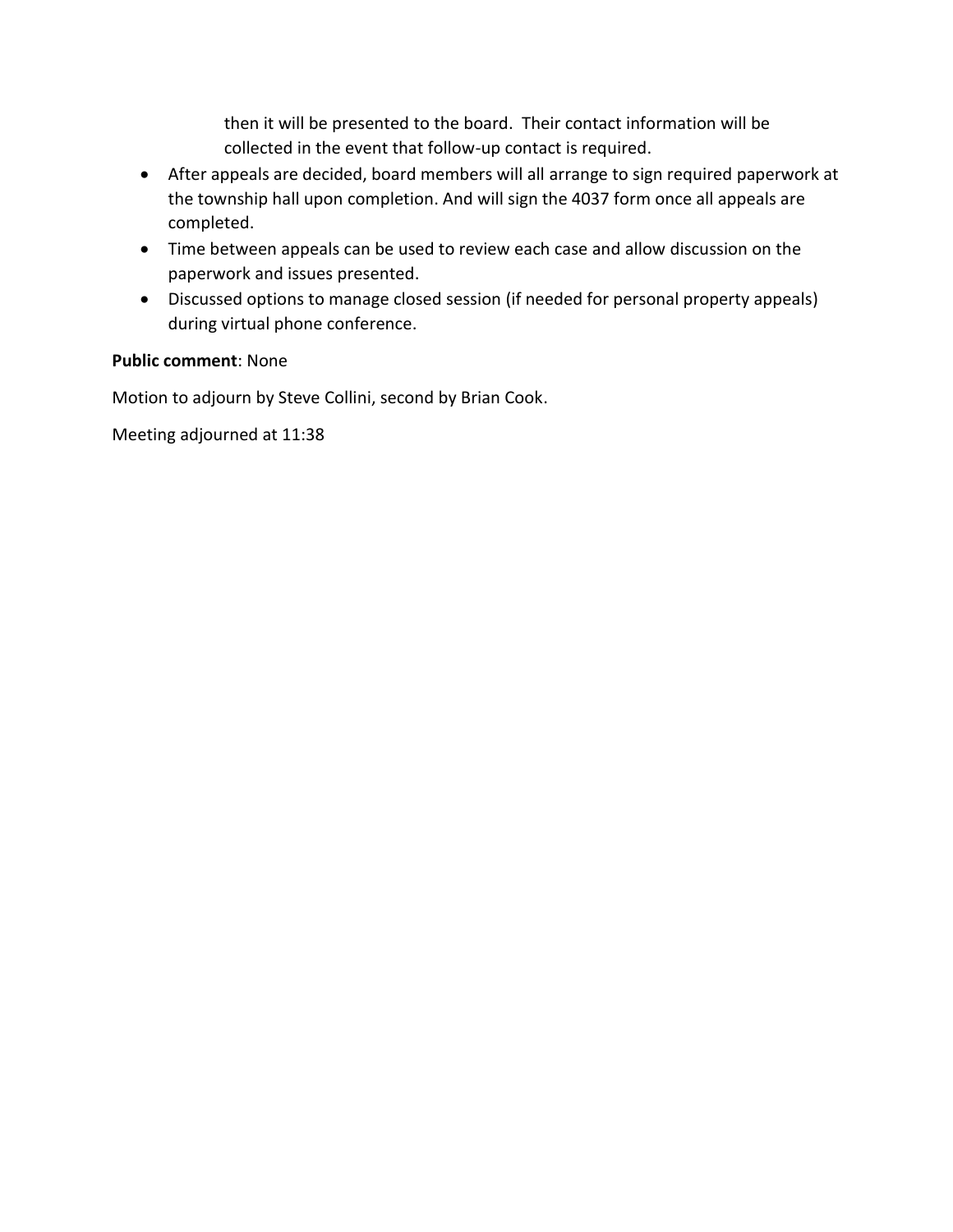then it will be presented to the board. Their contact information will be collected in the event that follow-up contact is required.

- After appeals are decided, board members will all arrange to sign required paperwork at the township hall upon completion. And will sign the 4037 form once all appeals are completed.
- Time between appeals can be used to review each case and allow discussion on the paperwork and issues presented.
- Discussed options to manage closed session (if needed for personal property appeals) during virtual phone conference.

**Public comment**: None

Motion to adjourn by Steve Collini, second by Brian Cook.

Meeting adjourned at 11:38